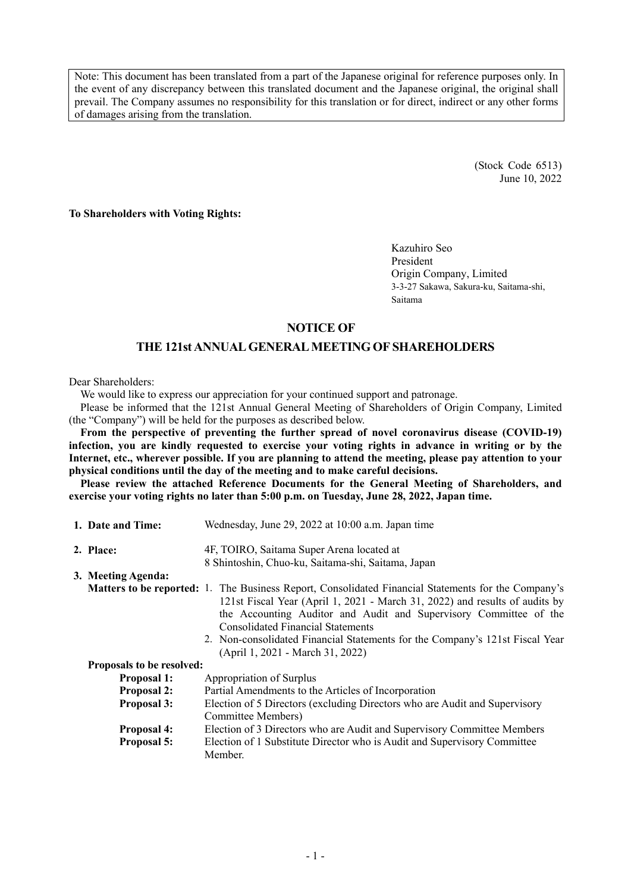Note: This document has been translated from a part of the Japanese original for reference purposes only. In the event of any discrepancy between this translated document and the Japanese original, the original shall prevail. The Company assumes no responsibility for this translation or for direct, indirect or any other forms of damages arising from the translation.

(Stock Code 6513)
June 10, 2022

**To Shareholders with Voting Rights:**

Kazuhiro Seo
President
Origin Company, Limited
3-3-27 Sakawa, Sakura-ku, Saitama-shi, Saitama

# NOTICE OF
# THE 121st ANNUAL GENERAL MEETING OF SHAREHOLDERS

Dear Shareholders:

We would like to express our appreciation for your continued support and patronage.

Please be informed that the 121st Annual General Meeting of Shareholders of Origin Company, Limited (the "Company") will be held for the purposes as described below.

**From the perspective of preventing the further spread of novel coronavirus disease (COVID-19) infection, you are kindly requested to exercise your voting rights in advance in writing or by the Internet, etc., wherever possible. If you are planning to attend the meeting, please pay attention to your physical conditions until the day of the meeting and to make careful decisions.**

**Please review the attached Reference Documents for the General Meeting of Shareholders, and exercise your voting rights no later than 5:00 p.m. on Tuesday, June 28, 2022, Japan time.**

**1. Date and Time:** Wednesday, June 29, 2022 at 10:00 a.m. Japan time

**2. Place:** 4F, TOIRO, Saitama Super Arena located at 8 Shintoshin, Chuo-ku, Saitama-shi, Saitama, Japan

**3. Meeting Agenda:**

**Matters to be reported:**

1. The Business Report, Consolidated Financial Statements for the Company's 121st Fiscal Year (April 1, 2021 - March 31, 2022) and results of audits by the Accounting Auditor and Audit and Supervisory Committee of the Consolidated Financial Statements
2. Non-consolidated Financial Statements for the Company's 121st Fiscal Year (April 1, 2021 - March 31, 2022)

**Proposals to be resolved:**

**Proposal 1:** Appropriation of Surplus

**Proposal 2:** Partial Amendments to the Articles of Incorporation

**Proposal 3:** Election of 5 Directors (excluding Directors who are Audit and Supervisory Committee Members)

**Proposal 4:** Election of 3 Directors who are Audit and Supervisory Committee Members

**Proposal 5:** Election of 1 Substitute Director who is Audit and Supervisory Committee Member.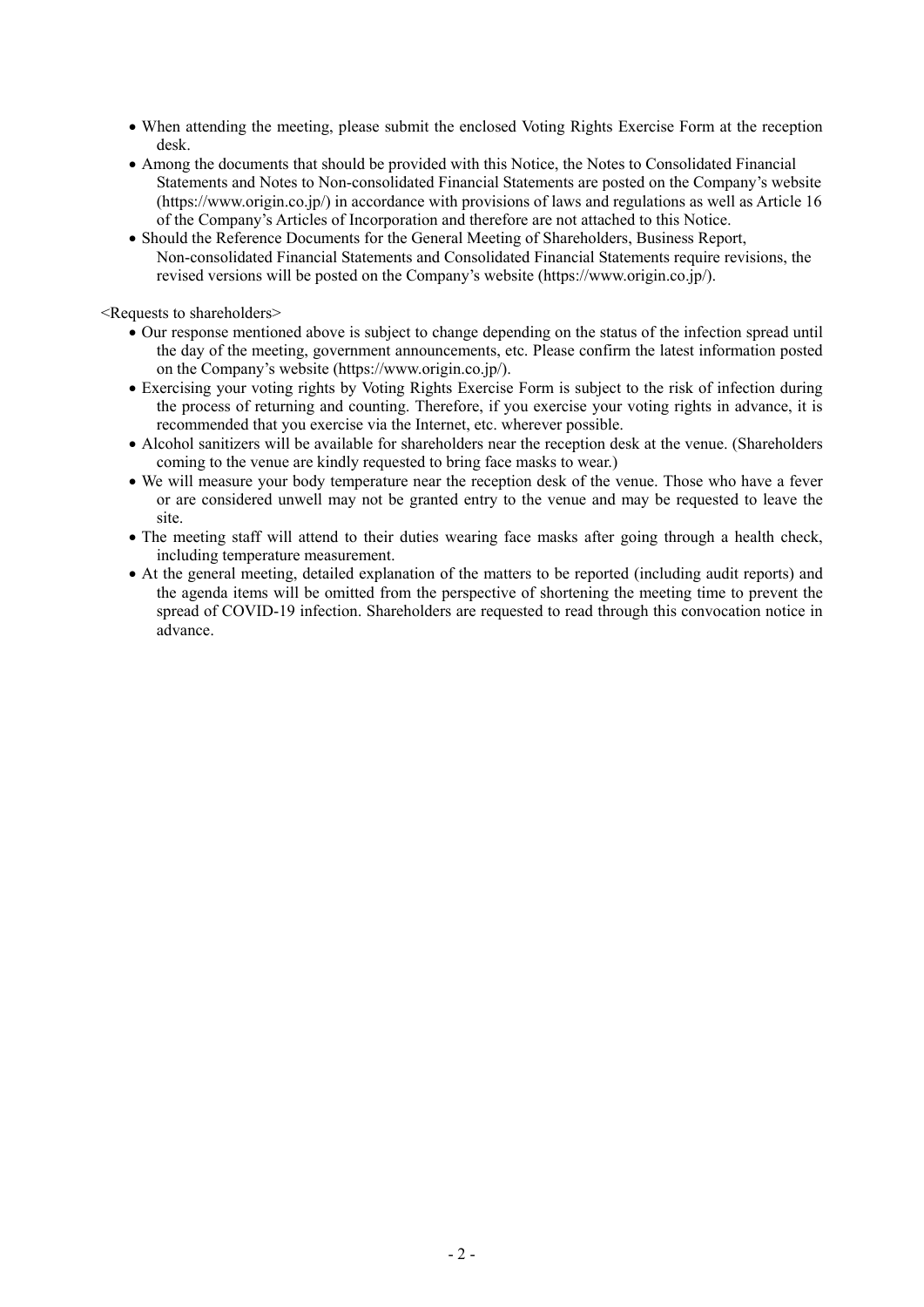- When attending the meeting, please submit the enclosed Voting Rights Exercise Form at the reception desk.
- Among the documents that should be provided with this Notice, the Notes to Consolidated Financial Statements and Notes to Non-consolidated Financial Statements are posted on the Company's website (https://www.origin.co.jp/) in accordance with provisions of laws and regulations as well as Article 16 of the Company's Articles of Incorporation and therefore are not attached to this Notice.
- Should the Reference Documents for the General Meeting of Shareholders, Business Report, Non-consolidated Financial Statements and Consolidated Financial Statements require revisions, the revised versions will be posted on the Company's website (https://www.origin.co.jp/).

<Requests to shareholders>

- Our response mentioned above is subject to change depending on the status of the infection spread until the day of the meeting, government announcements, etc. Please confirm the latest information posted on the Company's website (https://www.origin.co.jp/).
- Exercising your voting rights by Voting Rights Exercise Form is subject to the risk of infection during the process of returning and counting. Therefore, if you exercise your voting rights in advance, it is recommended that you exercise via the Internet, etc. wherever possible.
- Alcohol sanitizers will be available for shareholders near the reception desk at the venue. (Shareholders coming to the venue are kindly requested to bring face masks to wear.)
- We will measure your body temperature near the reception desk of the venue. Those who have a fever or are considered unwell may not be granted entry to the venue and may be requested to leave the site.
- The meeting staff will attend to their duties wearing face masks after going through a health check, including temperature measurement.
- At the general meeting, detailed explanation of the matters to be reported (including audit reports) and the agenda items will be omitted from the perspective of shortening the meeting time to prevent the spread of COVID-19 infection. Shareholders are requested to read through this convocation notice in advance.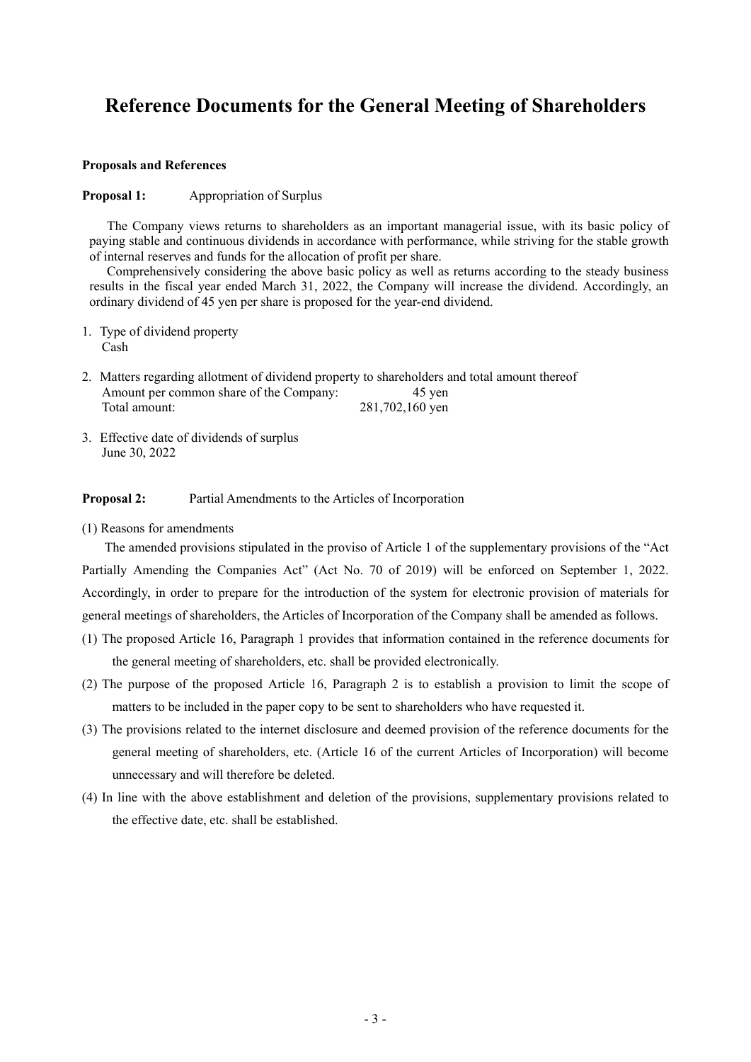# Reference Documents for the General Meeting of Shareholders

**Proposals and References**

**Proposal 1:** Appropriation of Surplus

The Company views returns to shareholders as an important managerial issue, with its basic policy of paying stable and continuous dividends in accordance with performance, while striving for the stable growth of internal reserves and funds for the allocation of profit per share.

Comprehensively considering the above basic policy as well as returns according to the steady business results in the fiscal year ended March 31, 2022, the Company will increase the dividend. Accordingly, an ordinary dividend of 45 yen per share is proposed for the year-end dividend.

1. Type of dividend property
   Cash

2. Matters regarding allotment of dividend property to shareholders and total amount thereof
   Amount per common share of the Company: 45 yen
   Total amount: 281,702,160 yen

3. Effective date of dividends of surplus
   June 30, 2022

**Proposal 2:** Partial Amendments to the Articles of Incorporation

(1) Reasons for amendments

The amended provisions stipulated in the proviso of Article 1 of the supplementary provisions of the "Act Partially Amending the Companies Act" (Act No. 70 of 2019) will be enforced on September 1, 2022. Accordingly, in order to prepare for the introduction of the system for electronic provision of materials for general meetings of shareholders, the Articles of Incorporation of the Company shall be amended as follows.

(1) The proposed Article 16, Paragraph 1 provides that information contained in the reference documents for the general meeting of shareholders, etc. shall be provided electronically.

(2) The purpose of the proposed Article 16, Paragraph 2 is to establish a provision to limit the scope of matters to be included in the paper copy to be sent to shareholders who have requested it.

(3) The provisions related to the internet disclosure and deemed provision of the reference documents for the general meeting of shareholders, etc. (Article 16 of the current Articles of Incorporation) will become unnecessary and will therefore be deleted.

(4) In line with the above establishment and deletion of the provisions, supplementary provisions related to the effective date, etc. shall be established.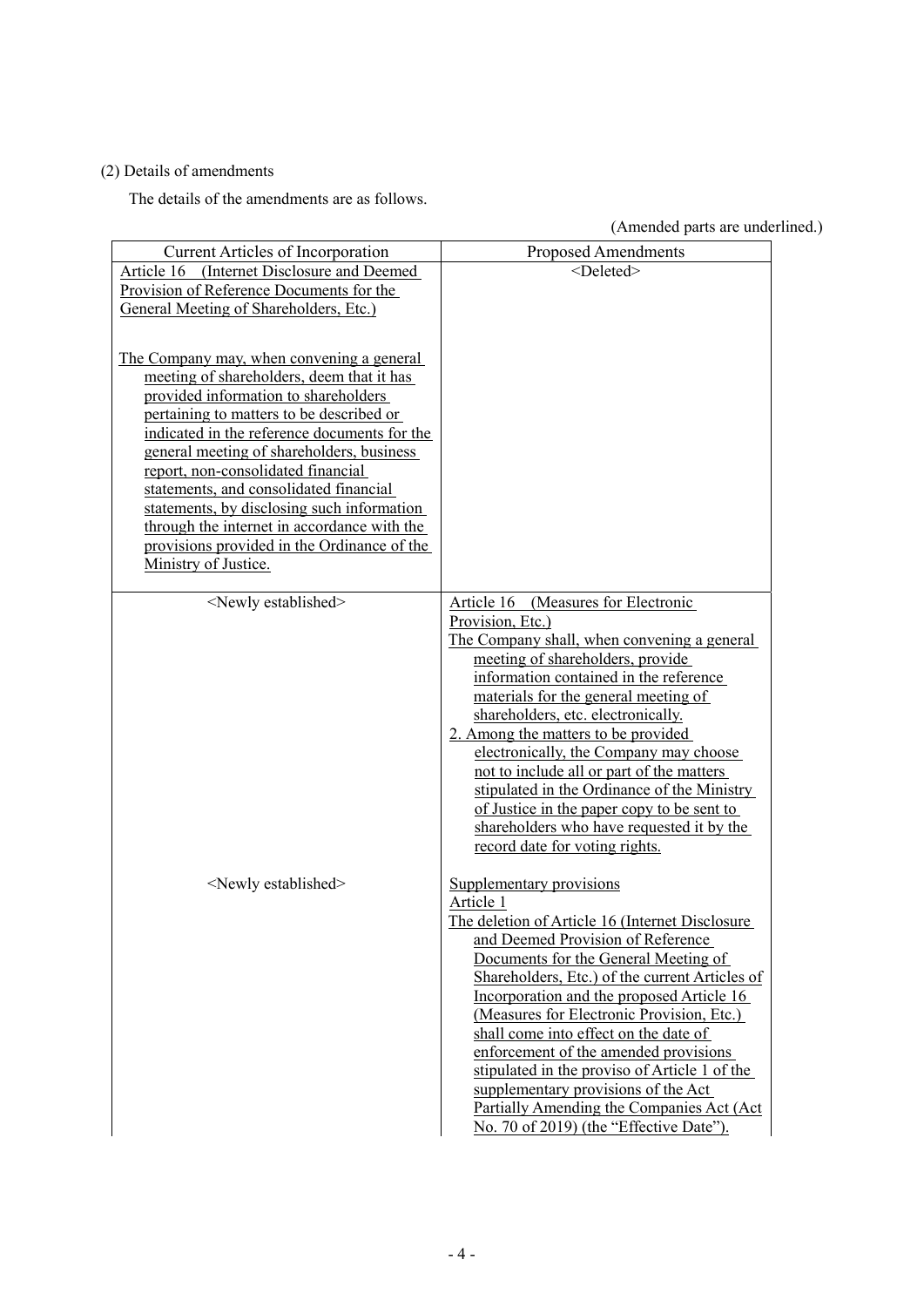(2) Details of amendments

The details of the amendments are as follows.

(Amended parts are underlined.)

| Current Articles of Incorporation | Proposed Amendments |
|---|---|
| Article 16 (Internet Disclosure and Deemed Provision of Reference Documents for the General Meeting of Shareholders, Etc.)<br><br>The Company may, when convening a general meeting of shareholders, deem that it has provided information to shareholders pertaining to matters to be described or indicated in the reference documents for the general meeting of shareholders, business report, non-consolidated financial statements, and consolidated financial statements, by disclosing such information through the internet in accordance with the provisions provided in the Ordinance of the Ministry of Justice. | <Deleted> |
| <Newly established><br><br><br><br><br><br><br><br><br><br><br><br><br><Newly established> | Article 16 (Measures for Electronic Provision, Etc.)<br>The Company shall, when convening a general meeting of shareholders, provide information contained in the reference materials for the general meeting of shareholders, etc. electronically.<br>2. Among the matters to be provided electronically, the Company may choose not to include all or part of the matters stipulated in the Ordinance of the Ministry of Justice in the paper copy to be sent to shareholders who have requested it by the record date for voting rights.<br><br>Supplementary provisions<br>Article 1<br>The deletion of Article 16 (Internet Disclosure and Deemed Provision of Reference Documents for the General Meeting of Shareholders, Etc.) of the current Articles of Incorporation and the proposed Article 16 (Measures for Electronic Provision, Etc.) shall come into effect on the date of enforcement of the amended provisions stipulated in the proviso of Article 1 of the supplementary provisions of the Act Partially Amending the Companies Act (Act No. 70 of 2019) (the "Effective Date"). |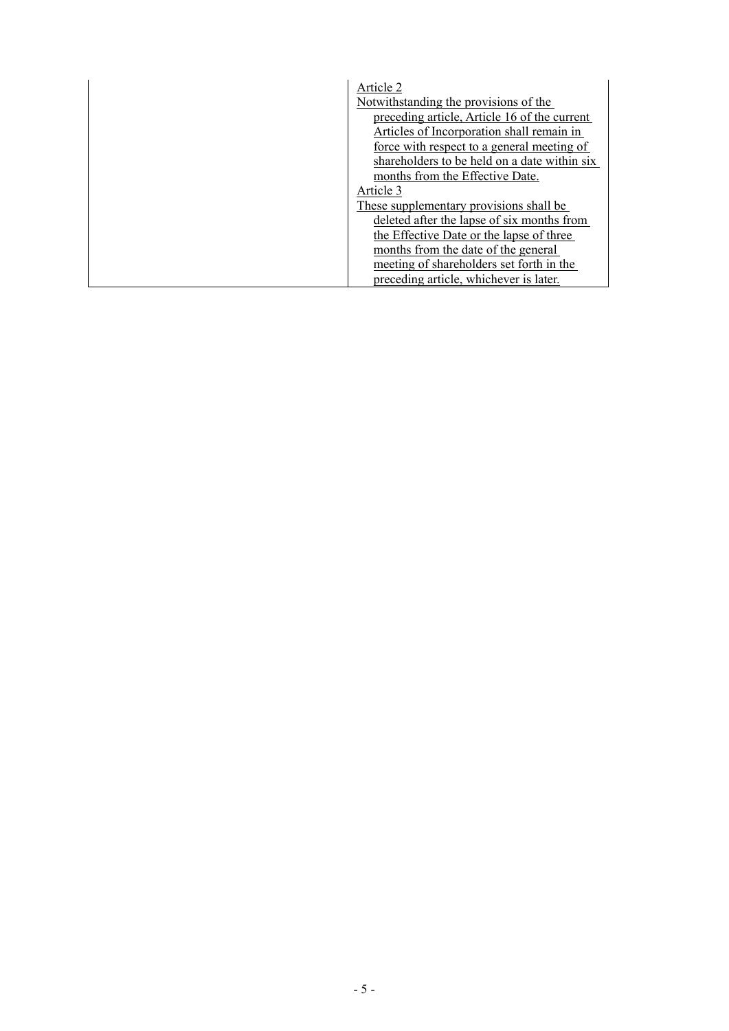| | |
|---|---|
| | Article 2<br>Notwithstanding the provisions of the preceding article, Article 16 of the current Articles of Incorporation shall remain in force with respect to a general meeting of shareholders to be held on a date within six months from the Effective Date.<br>Article 3<br>These supplementary provisions shall be deleted after the lapse of six months from the Effective Date or the lapse of three months from the date of the general meeting of shareholders set forth in the preceding article, whichever is later. |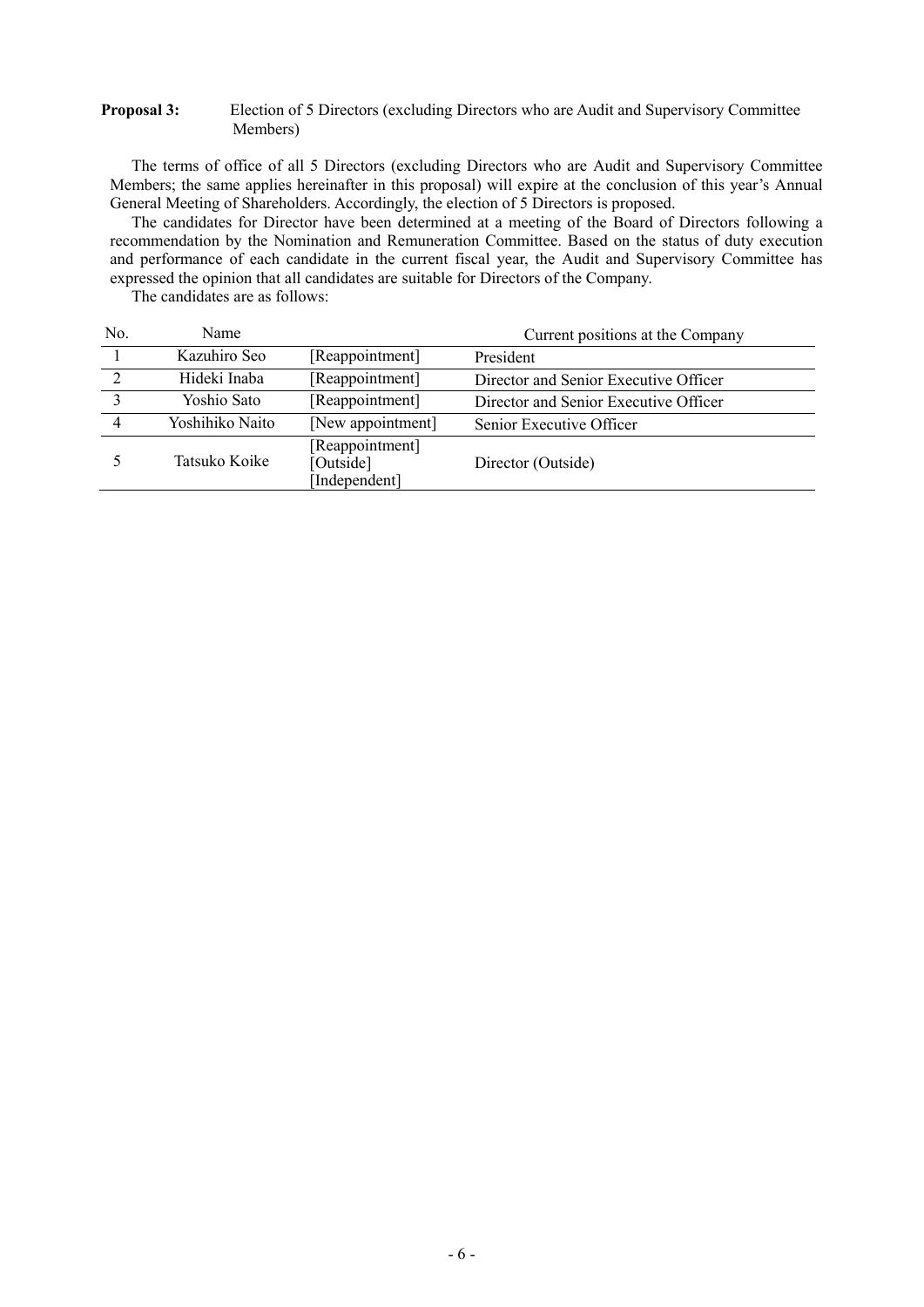**Proposal 3:** Election of 5 Directors (excluding Directors who are Audit and Supervisory Committee Members)

The terms of office of all 5 Directors (excluding Directors who are Audit and Supervisory Committee Members; the same applies hereinafter in this proposal) will expire at the conclusion of this year's Annual General Meeting of Shareholders. Accordingly, the election of 5 Directors is proposed.

The candidates for Director have been determined at a meeting of the Board of Directors following a recommendation by the Nomination and Remuneration Committee. Based on the status of duty execution and performance of each candidate in the current fiscal year, the Audit and Supervisory Committee has expressed the opinion that all candidates are suitable for Directors of the Company.

The candidates are as follows:

| No. | Name | | Current positions at the Company |
|---|---|---|---|
| 1 | Kazuhiro Seo | [Reappointment] | President |
| 2 | Hideki Inaba | [Reappointment] | Director and Senior Executive Officer |
| 3 | Yoshio Sato | [Reappointment] | Director and Senior Executive Officer |
| 4 | Yoshihiko Naito | [New appointment] | Senior Executive Officer |
| 5 | Tatsuko Koike | [Reappointment] [Outside] [Independent] | Director (Outside) |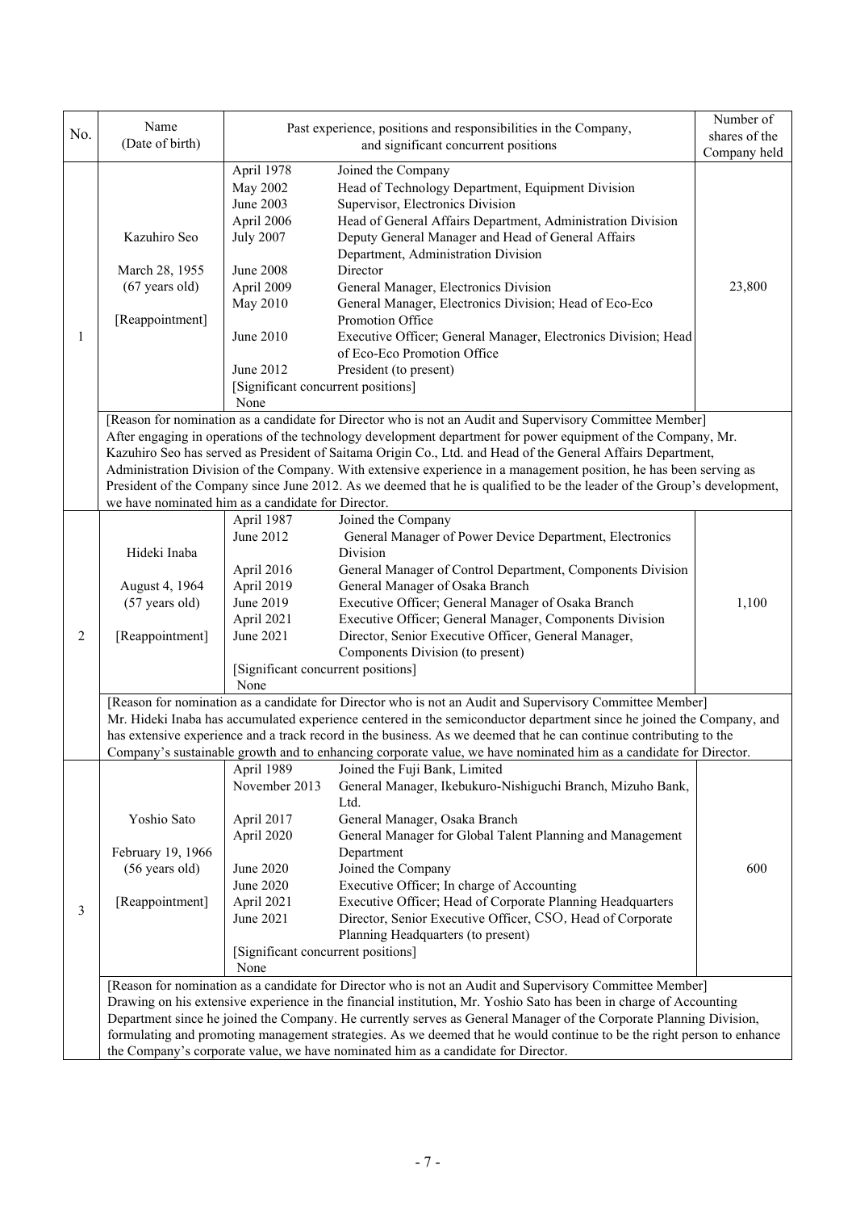| No. | Name (Date of birth) | Past experience, positions and responsibilities in the Company, and significant concurrent positions | Number of shares of the Company held |
|---|---|---|---|
| 1 | Kazuhiro Seo<br><br>March 28, 1955<br>(67 years old)<br><br>[Reappointment] | April 1978 Joined the Company<br>May 2002 Head of Technology Department, Equipment Division<br>June 2003 Supervisor, Electronics Division<br>April 2006 Head of General Affairs Department, Administration Division<br>July 2007 Deputy General Manager and Head of General Affairs Department, Administration Division<br>June 2008 Director<br>April 2009 General Manager, Electronics Division<br>May 2010 General Manager, Electronics Division; Head of Eco-Eco Promotion Office<br>June 2010 Executive Officer; General Manager, Electronics Division; Head of Eco-Eco Promotion Office<br>June 2012 President (to present)<br>[Significant concurrent positions]<br>None | 23,800 |
| | [Reason for nomination as a candidate for Director who is not an Audit and Supervisory Committee Member]<br>After engaging in operations of the technology development department for power equipment of the Company, Mr. Kazuhiro Seo has served as President of Saitama Origin Co., Ltd. and Head of the General Affairs Department, Administration Division of the Company. With extensive experience in a management position, he has been serving as President of the Company since June 2012. As we deemed that he is qualified to be the leader of the Group's development, we have nominated him as a candidate for Director. | | |
| 2 | Hideki Inaba<br><br>August 4, 1964<br>(57 years old)<br><br>[Reappointment] | April 1987 Joined the Company<br>June 2012 General Manager of Power Device Department, Electronics Division<br>April 2016 General Manager of Control Department, Components Division<br>April 2019 General Manager of Osaka Branch<br>June 2019 Executive Officer; General Manager of Osaka Branch<br>April 2021 Executive Officer; General Manager, Components Division<br>June 2021 Director, Senior Executive Officer, General Manager, Components Division (to present)<br>[Significant concurrent positions]<br>None | 1,100 |
| | [Reason for nomination as a candidate for Director who is not an Audit and Supervisory Committee Member]<br>Mr. Hideki Inaba has accumulated experience centered in the semiconductor department since he joined the Company, and has extensive experience and a track record in the business. As we deemed that he can continue contributing to the Company's sustainable growth and to enhancing corporate value, we have nominated him as a candidate for Director. | | |
| 3 | Yoshio Sato<br><br>February 19, 1966<br>(56 years old)<br><br>[Reappointment] | April 1989 Joined the Fuji Bank, Limited<br>November 2013 General Manager, Ikebukuro-Nishiguchi Branch, Mizuho Bank, Ltd.<br>April 2017 General Manager, Osaka Branch<br>April 2020 General Manager for Global Talent Planning and Management Department<br>June 2020 Joined the Company<br>June 2020 Executive Officer; In charge of Accounting<br>April 2021 Executive Officer; Head of Corporate Planning Headquarters<br>June 2021 Director, Senior Executive Officer, CSO, Head of Corporate Planning Headquarters (to present)<br>[Significant concurrent positions]<br>None | 600 |
| | [Reason for nomination as a candidate for Director who is not an Audit and Supervisory Committee Member]<br>Drawing on his extensive experience in the financial institution, Mr. Yoshio Sato has been in charge of Accounting Department since he joined the Company. He currently serves as General Manager of the Corporate Planning Division, formulating and promoting management strategies. As we deemed that he would continue to be the right person to enhance the Company's corporate value, we have nominated him as a candidate for Director. | | |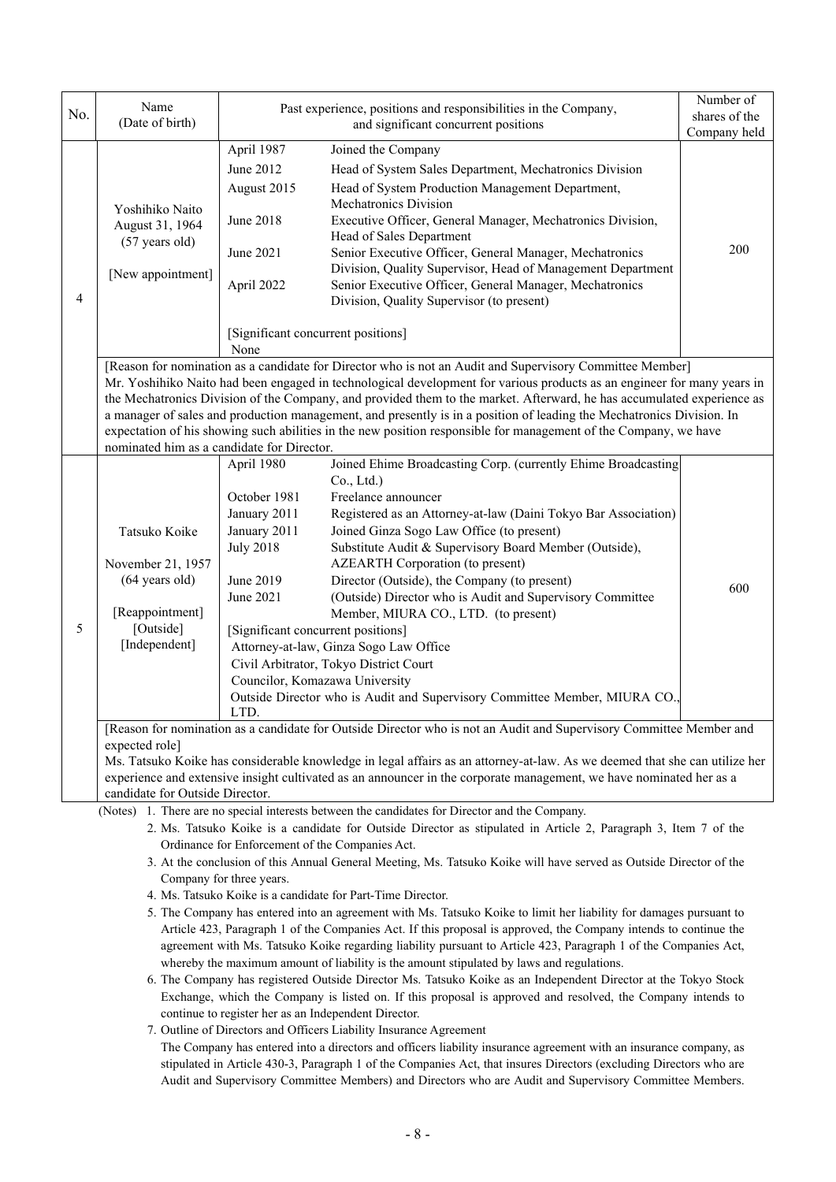| No. | Name (Date of birth) | Past experience, positions and responsibilities in the Company, and significant concurrent positions | Number of shares of the Company held |
|---|---|---|---|
| 4 | Yoshihiko Naito<br>August 31, 1964<br>(57 years old)<br><br>[New appointment] | April 1987 Joined the Company<br>June 2012 Head of System Sales Department, Mechatronics Division<br>August 2015 Head of System Production Management Department, Mechatronics Division<br>June 2018 Executive Officer, General Manager, Mechatronics Division, Head of Sales Department<br>June 2021 Senior Executive Officer, General Manager, Mechatronics Division, Quality Supervisor, Head of Management Department<br>April 2022 Senior Executive Officer, General Manager, Mechatronics Division, Quality Supervisor (to present)<br><br>[Significant concurrent positions]<br>None | 200 |
| | [Reason for nomination as a candidate for Director who is not an Audit and Supervisory Committee Member]<br>Mr. Yoshihiko Naito had been engaged in technological development for various products as an engineer for many years in the Mechatronics Division of the Company, and provided them to the market. Afterward, he has accumulated experience as a manager of sales and production management, and presently is in a position of leading the Mechatronics Division. In expectation of his showing such abilities in the new position responsible for management of the Company, we have nominated him as a candidate for Director. | | |
| 5 | Tatsuko Koike<br><br>November 21, 1957<br>(64 years old)<br><br>[Reappointment]<br>[Outside]<br>[Independent] | April 1980 Joined Ehime Broadcasting Corp. (currently Ehime Broadcasting Co., Ltd.)<br>October 1981 Freelance announcer<br>January 2011 Registered as an Attorney-at-law (Daini Tokyo Bar Association)<br>January 2011 Joined Ginza Sogo Law Office (to present)<br>July 2018 Substitute Audit & Supervisory Board Member (Outside), AZEARTH Corporation (to present)<br>June 2019 Director (Outside), the Company (to present)<br>June 2021 (Outside) Director who is Audit and Supervisory Committee Member, MIURA CO., LTD. (to present)<br>[Significant concurrent positions]<br>Attorney-at-law, Ginza Sogo Law Office<br>Civil Arbitrator, Tokyo District Court<br>Councilor, Komazawa University<br>Outside Director who is Audit and Supervisory Committee Member, MIURA CO., LTD. | 600 |
| | [Reason for nomination as a candidate for Outside Director who is not an Audit and Supervisory Committee Member and expected role]<br>Ms. Tatsuko Koike has considerable knowledge in legal affairs as an attorney-at-law. As we deemed that she can utilize her experience and extensive insight cultivated as an announcer in the corporate management, we have nominated her as a candidate for Outside Director. | | |

(Notes)
1. There are no special interests between the candidates for Director and the Company.
2. Ms. Tatsuko Koike is a candidate for Outside Director as stipulated in Article 2, Paragraph 3, Item 7 of the Ordinance for Enforcement of the Companies Act.
3. At the conclusion of this Annual General Meeting, Ms. Tatsuko Koike will have served as Outside Director of the Company for three years.
4. Ms. Tatsuko Koike is a candidate for Part-Time Director.
5. The Company has entered into an agreement with Ms. Tatsuko Koike to limit her liability for damages pursuant to Article 423, Paragraph 1 of the Companies Act. If this proposal is approved, the Company intends to continue the agreement with Ms. Tatsuko Koike regarding liability pursuant to Article 423, Paragraph 1 of the Companies Act, whereby the maximum amount of liability is the amount stipulated by laws and regulations.
6. The Company has registered Outside Director Ms. Tatsuko Koike as an Independent Director at the Tokyo Stock Exchange, which the Company is listed on. If this proposal is approved and resolved, the Company intends to continue to register her as an Independent Director.
7. Outline of Directors and Officers Liability Insurance Agreement
   The Company has entered into a directors and officers liability insurance agreement with an insurance company, as stipulated in Article 430-3, Paragraph 1 of the Companies Act, that insures Directors (excluding Directors who are Audit and Supervisory Committee Members) and Directors who are Audit and Supervisory Committee Members.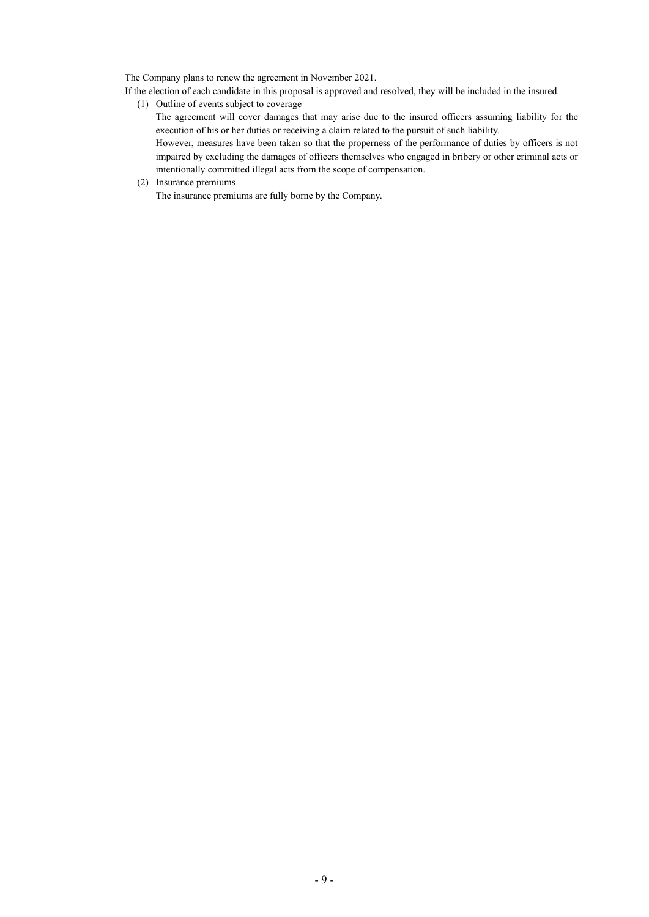The Company plans to renew the agreement in November 2021.

If the election of each candidate in this proposal is approved and resolved, they will be included in the insured.

(1) Outline of events subject to coverage

The agreement will cover damages that may arise due to the insured officers assuming liability for the execution of his or her duties or receiving a claim related to the pursuit of such liability.

However, measures have been taken so that the properness of the performance of duties by officers is not impaired by excluding the damages of officers themselves who engaged in bribery or other criminal acts or intentionally committed illegal acts from the scope of compensation.

(2) Insurance premiums

The insurance premiums are fully borne by the Company.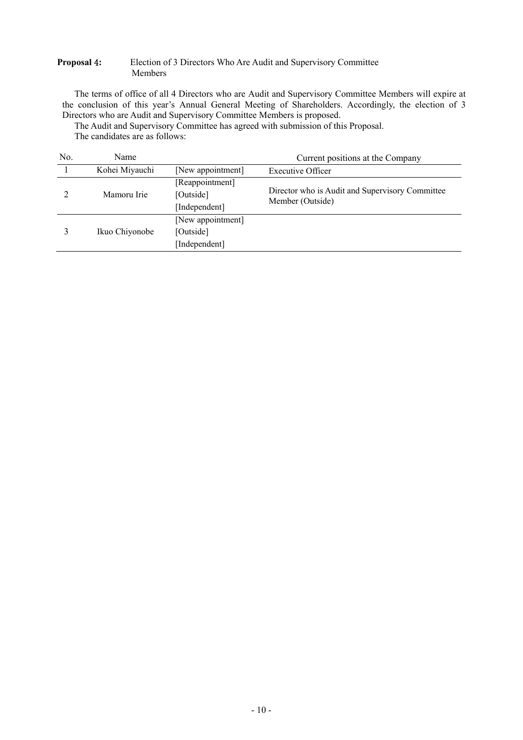**Proposal 4:** Election of 3 Directors Who Are Audit and Supervisory Committee Members

The terms of office of all 4 Directors who are Audit and Supervisory Committee Members will expire at the conclusion of this year's Annual General Meeting of Shareholders. Accordingly, the election of 3 Directors who are Audit and Supervisory Committee Members is proposed.

The Audit and Supervisory Committee has agreed with submission of this Proposal.

The candidates are as follows:

| No. | Name | | Current positions at the Company |
|---|---|---|---|
| 1 | Kohei Miyauchi | [New appointment] | Executive Officer |
| 2 | Mamoru Irie | [Reappointment]<br>[Outside]<br>[Independent] | Director who is Audit and Supervisory Committee Member (Outside) |
| 3 | Ikuo Chiyonobe | [New appointment]<br>[Outside]<br>[Independent] | |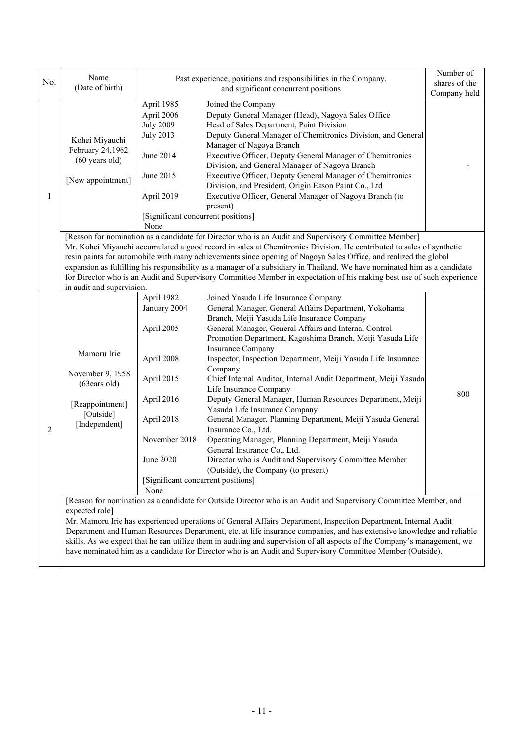| No. | Name (Date of birth) | Past experience, positions and responsibilities in the Company, and significant concurrent positions | Number of shares of the Company held |
|---|---|---|---|
| 1 | Kohei Miyauchi<br>February 24,1962<br>(60 years old)<br><br>[New appointment] | April 1985 Joined the Company<br>April 2006 Deputy General Manager (Head), Nagoya Sales Office<br>July 2009 Head of Sales Department, Paint Division<br>July 2013 Deputy General Manager of Chemitronics Division, and General Manager of Nagoya Branch<br>June 2014 Executive Officer, Deputy General Manager of Chemitronics Division, and General Manager of Nagoya Branch<br>June 2015 Executive Officer, Deputy General Manager of Chemitronics Division, and President, Origin Eason Paint Co., Ltd<br>April 2019 Executive Officer, General Manager of Nagoya Branch (to present)<br>[Significant concurrent positions]<br>None | - |
| | [Reason for nomination as a candidate for Director who is an Audit and Supervisory Committee Member]<br>Mr. Kohei Miyauchi accumulated a good record in sales at Chemitronics Division. He contributed to sales of synthetic resin paints for automobile with many achievements since opening of Nagoya Sales Office, and realized the global expansion as fulfilling his responsibility as a manager of a subsidiary in Thailand. We have nominated him as a candidate for Director who is an Audit and Supervisory Committee Member in expectation of his making best use of such experience in audit and supervision. | | |
| 2 | Mamoru Irie<br><br>November 9, 1958<br>(63ears old)<br><br>[Reappointment]<br>[Outside]<br>[Independent] | April 1982 Joined Yasuda Life Insurance Company<br>January 2004 General Manager, General Affairs Department, Yokohama Branch, Meiji Yasuda Life Insurance Company<br>April 2005 General Manager, General Affairs and Internal Control Promotion Department, Kagoshima Branch, Meiji Yasuda Life Insurance Company<br>April 2008 Inspector, Inspection Department, Meiji Yasuda Life Insurance Company<br>April 2015 Chief Internal Auditor, Internal Audit Department, Meiji Yasuda Life Insurance Company<br>April 2016 Deputy General Manager, Human Resources Department, Meiji Yasuda Life Insurance Company<br>April 2018 General Manager, Planning Department, Meiji Yasuda General Insurance Co., Ltd.<br>November 2018 Operating Manager, Planning Department, Meiji Yasuda General Insurance Co., Ltd.<br>June 2020 Director who is Audit and Supervisory Committee Member (Outside), the Company (to present)<br>[Significant concurrent positions]<br>None | 800 |
| | [Reason for nomination as a candidate for Outside Director who is an Audit and Supervisory Committee Member, and expected role]<br>Mr. Mamoru Irie has experienced operations of General Affairs Department, Inspection Department, Internal Audit Department and Human Resources Department, etc. at life insurance companies, and has extensive knowledge and reliable skills. As we expect that he can utilize them in auditing and supervision of all aspects of the Company's management, we have nominated him as a candidate for Director who is an Audit and Supervisory Committee Member (Outside). | | |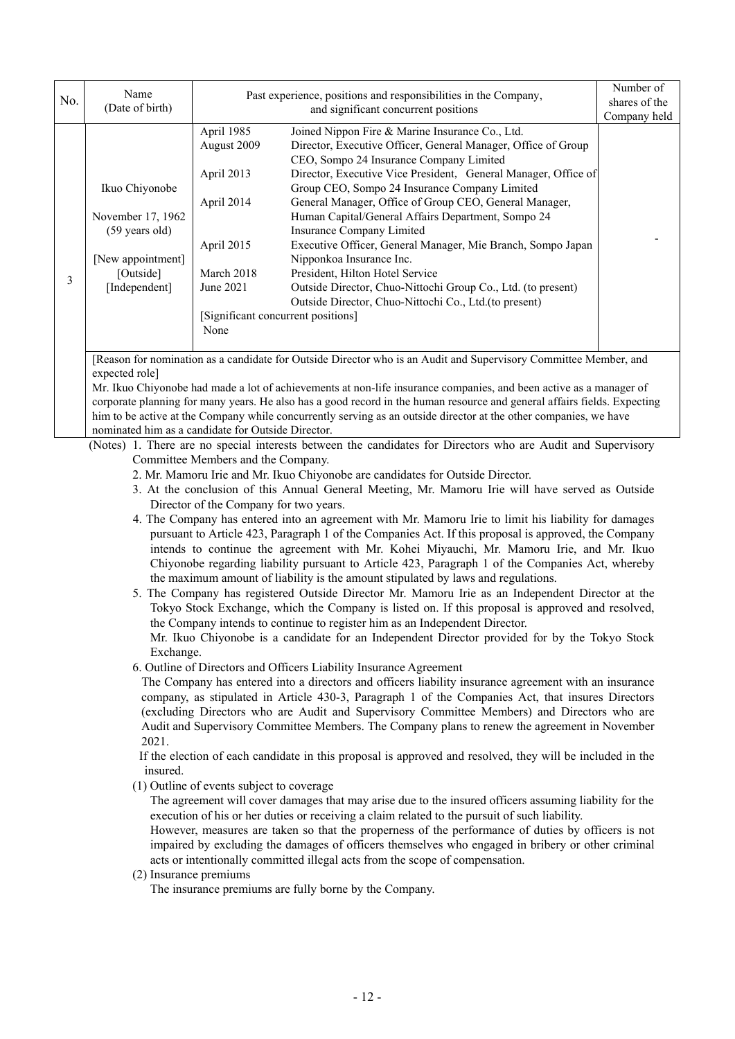| No. | Name (Date of birth) | Past experience, positions and responsibilities in the Company, and significant concurrent positions | Number of shares of the Company held |
|---|---|---|---|
| 3 | Ikuo Chiyonobe<br><br>November 17, 1962<br>(59 years old)<br><br>[New appointment]<br>[Outside]<br>[Independent] | April 1985 Joined Nippon Fire & Marine Insurance Co., Ltd.<br>August 2009 Director, Executive Officer, General Manager, Office of Group CEO, Sompo 24 Insurance Company Limited<br>April 2013 Director, Executive Vice President, General Manager, Office of Group CEO, Sompo 24 Insurance Company Limited<br>April 2014 General Manager, Office of Group CEO, General Manager, Human Capital/General Affairs Department, Sompo 24 Insurance Company Limited<br>April 2015 Executive Officer, General Manager, Mie Branch, Sompo Japan Nipponkoa Insurance Inc.<br>March 2018 President, Hilton Hotel Service<br>June 2021 Outside Director, Chuo-Nittochi Group Co., Ltd. (to present)<br>Outside Director, Chuo-Nittochi Co., Ltd.(to present)<br>[Significant concurrent positions]<br>None | - |
| | [Reason for nomination as a candidate for Outside Director who is an Audit and Supervisory Committee Member, and expected role]<br>Mr. Ikuo Chiyonobe had made a lot of achievements at non-life insurance companies, and been active as a manager of corporate planning for many years. He also has a good record in the human resource and general affairs fields. Expecting him to be active at the Company while concurrently serving as an outside director at the other companies, we have nominated him as a candidate for Outside Director. | | |

(Notes) 1. There are no special interests between the candidates for Directors who are Audit and Supervisory Committee Members and the Company.

2. Mr. Mamoru Irie and Mr. Ikuo Chiyonobe are candidates for Outside Director.

3. At the conclusion of this Annual General Meeting, Mr. Mamoru Irie will have served as Outside Director of the Company for two years.

4. The Company has entered into an agreement with Mr. Mamoru Irie to limit his liability for damages pursuant to Article 423, Paragraph 1 of the Companies Act. If this proposal is approved, the Company intends to continue the agreement with Mr. Kohei Miyauchi, Mr. Mamoru Irie, and Mr. Ikuo Chiyonobe regarding liability pursuant to Article 423, Paragraph 1 of the Companies Act, whereby the maximum amount of liability is the amount stipulated by laws and regulations.

5. The Company has registered Outside Director Mr. Mamoru Irie as an Independent Director at the Tokyo Stock Exchange, which the Company is listed on. If this proposal is approved and resolved, the Company intends to continue to register him as an Independent Director.
Mr. Ikuo Chiyonobe is a candidate for an Independent Director provided for by the Tokyo Stock Exchange.

6. Outline of Directors and Officers Liability Insurance Agreement
The Company has entered into a directors and officers liability insurance agreement with an insurance company, as stipulated in Article 430-3, Paragraph 1 of the Companies Act, that insures Directors (excluding Directors who are Audit and Supervisory Committee Members) and Directors who are Audit and Supervisory Committee Members. The Company plans to renew the agreement in November 2021.
If the election of each candidate in this proposal is approved and resolved, they will be included in the insured.

(1) Outline of events subject to coverage
The agreement will cover damages that may arise due to the insured officers assuming liability for the execution of his or her duties or receiving a claim related to the pursuit of such liability.
However, measures are taken so that the properness of the performance of duties by officers is not impaired by excluding the damages of officers themselves who engaged in bribery or other criminal acts or intentionally committed illegal acts from the scope of compensation.

(2) Insurance premiums
The insurance premiums are fully borne by the Company.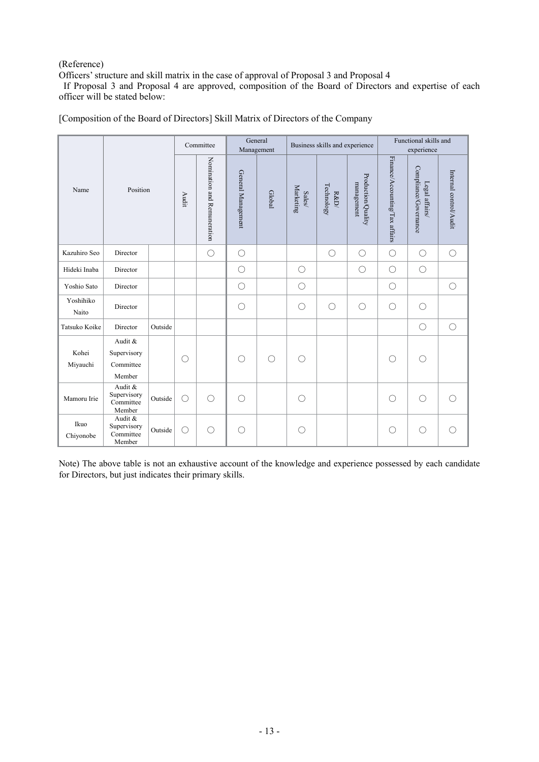(Reference)

Officers' structure and skill matrix in the case of approval of Proposal 3 and Proposal 4

If Proposal 3 and Proposal 4 are approved, composition of the Board of Directors and expertise of each officer will be stated below:

[Composition of the Board of Directors] Skill Matrix of Directors of the Company

| Name | Position | | Committee | | General Management | | Business skills and experience | | | Functional skills and experience | | |
|---|---|---|---|---|---|---|---|---|---|---|---|---|
| | | | Audit | Nomination and Remuneration | General Management | Global | Sales/ Marketing | R&D/ Technology | Production/Quality management | Finance/Accounting/Tax affairs | Legal affairs/ Compliance/Governance | Internal control/Audit |
| Kazuhiro Seo | Director | | | ○ | ○ | | | ○ | ○ | ○ | ○ | ○ |
| Hideki Inaba | Director | | | | ○ | | ○ | | ○ | ○ | ○ | |
| Yoshio Sato | Director | | | | ○ | | ○ | | | ○ | | ○ |
| Yoshihiko Naito | Director | | | | ○ | | ○ | ○ | ○ | ○ | ○ | |
| Tatsuko Koike | Director | Outside | | | | | | | | | ○ | ○ |
| Kohei Miyauchi | Audit & Supervisory Committee Member | | ○ | | ○ | ○ | ○ | | | ○ | ○ | |
| Mamoru Irie | Audit & Supervisory Committee Member | Outside | ○ | ○ | ○ | | ○ | | | ○ | ○ | ○ |
| Ikuo Chiyonobe | Audit & Supervisory Committee Member | Outside | ○ | ○ | ○ | | ○ | | | ○ | ○ | ○ |

Note) The above table is not an exhaustive account of the knowledge and experience possessed by each candidate for Directors, but just indicates their primary skills.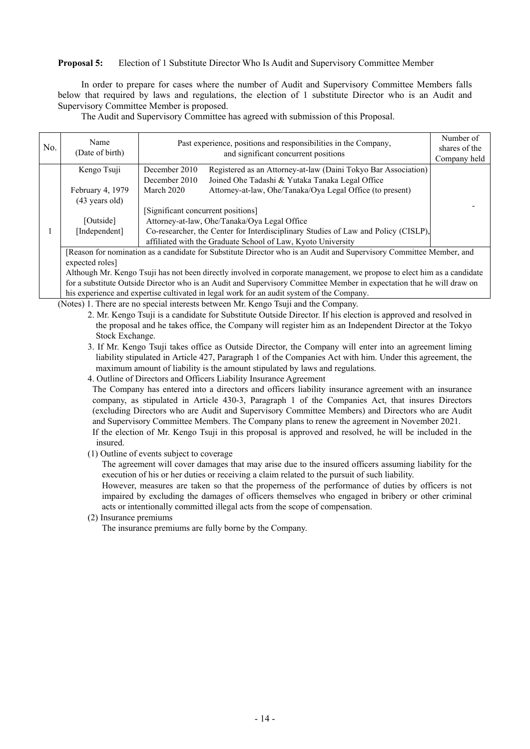**Proposal 5:** Election of 1 Substitute Director Who Is Audit and Supervisory Committee Member

In order to prepare for cases where the number of Audit and Supervisory Committee Members falls below that required by laws and regulations, the election of 1 substitute Director who is an Audit and Supervisory Committee Member is proposed.

The Audit and Supervisory Committee has agreed with submission of this Proposal.

| No. | Name (Date of birth) | Past experience, positions and responsibilities in the Company, and significant concurrent positions | | Number of shares of the Company held |
|---|---|---|---|---|
| 1 | Kengo Tsuji<br><br>February 4, 1979<br>(43 years old)<br><br>[Outside]<br>[Independent] | December 2010<br>December 2010<br>March 2020 | Registered as an Attorney-at-law (Daini Tokyo Bar Association)<br>Joined Ohe Tadashi & Yutaka Tanaka Legal Office<br>Attorney-at-law, Ohe/Tanaka/Oya Legal Office (to present) | - |
| | | [Significant concurrent positions]<br>Attorney-at-law, Ohe/Tanaka/Oya Legal Office<br>Co-researcher, the Center for Interdisciplinary Studies of Law and Policy (CISLP), affiliated with the Graduate School of Law, Kyoto University | | |
| | [Reason for nomination as a candidate for Substitute Director who is an Audit and Supervisory Committee Member, and expected roles]<br>Although Mr. Kengo Tsuji has not been directly involved in corporate management, we propose to elect him as a candidate for a substitute Outside Director who is an Audit and Supervisory Committee Member in expectation that he will draw on his experience and expertise cultivated in legal work for an audit system of the Company. | | | |

(Notes) 1. There are no special interests between Mr. Kengo Tsuji and the Company.

2. Mr. Kengo Tsuji is a candidate for Substitute Outside Director. If his election is approved and resolved in the proposal and he takes office, the Company will register him as an Independent Director at the Tokyo Stock Exchange.

3. If Mr. Kengo Tsuji takes office as Outside Director, the Company will enter into an agreement liming liability stipulated in Article 427, Paragraph 1 of the Companies Act with him. Under this agreement, the maximum amount of liability is the amount stipulated by laws and regulations.

4. Outline of Directors and Officers Liability Insurance Agreement

The Company has entered into a directors and officers liability insurance agreement with an insurance company, as stipulated in Article 430-3, Paragraph 1 of the Companies Act, that insures Directors (excluding Directors who are Audit and Supervisory Committee Members) and Directors who are Audit and Supervisory Committee Members. The Company plans to renew the agreement in November 2021.

If the election of Mr. Kengo Tsuji in this proposal is approved and resolved, he will be included in the insured.

(1) Outline of events subject to coverage

The agreement will cover damages that may arise due to the insured officers assuming liability for the execution of his or her duties or receiving a claim related to the pursuit of such liability.

However, measures are taken so that the properness of the performance of duties by officers is not impaired by excluding the damages of officers themselves who engaged in bribery or other criminal acts or intentionally committed illegal acts from the scope of compensation.

(2) Insurance premiums

The insurance premiums are fully borne by the Company.